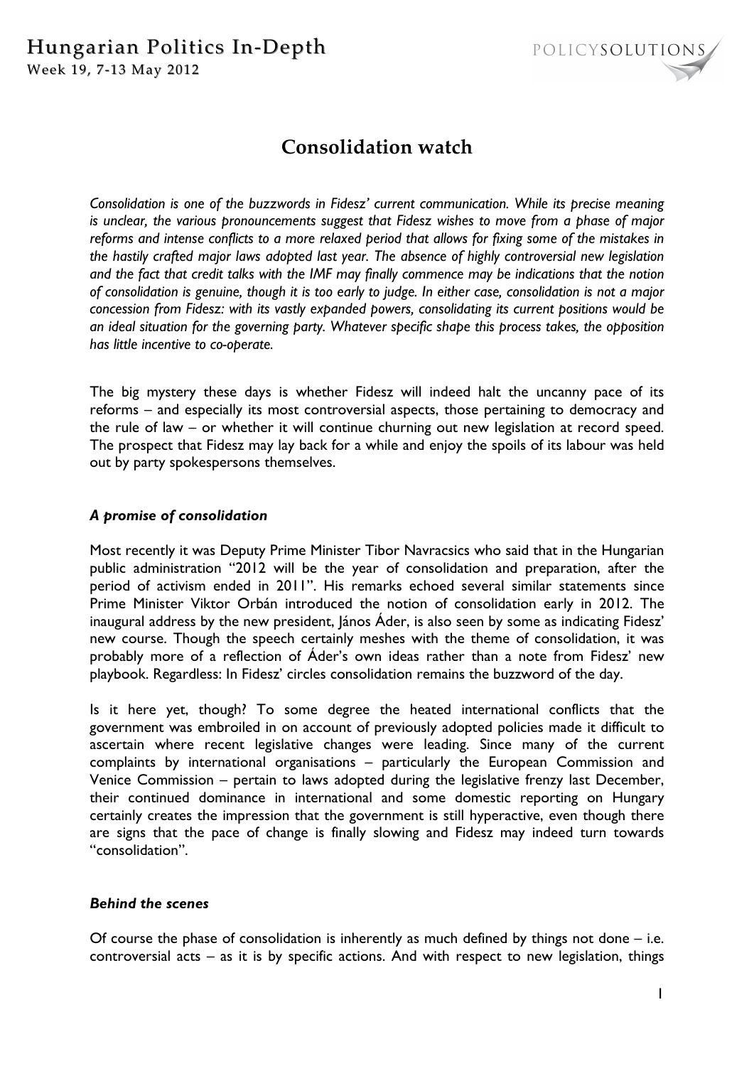# Consolidation watch

*Consolidation is one of the buzzwords in Fidesz' current communication. While its precise meaning is unclear, the various pronouncements suggest that Fidesz wishes to move from a phase of major reforms and intense conflicts to a more relaxed period that allows for fixing some of the mistakes in the hastily crafted major laws adopted last year. The absence of highly controversial new legislation and the fact that credit talks with the IMF may finally commence may be indications that the notion of consolidation is genuine, though it is too early to judge. In either case, consolidation is not a major concession from Fidesz: with its vastly expanded powers, consolidating its current positions would be an ideal situation for the governing party. Whatever specific shape this process takes, the opposition has little incentive to co-operate.*

The big mystery these days is whether Fidesz will indeed halt the uncanny pace of its reforms – and especially its most controversial aspects, those pertaining to democracy and the rule of law – or whether it will continue churning out new legislation at record speed. The prospect that Fidesz may lay back for a while and enjoy the spoils of its labour was held out by party spokespersons themselves.

### *A promise of consolidation*

Most recently it was Deputy Prime Minister Tibor Navracsics who said that in the Hungarian public administration "2012 will be the year of consolidation and preparation, after the period of activism ended in 2011". His remarks echoed several similar statements since Prime Minister Viktor Orbán introduced the notion of consolidation early in 2012. The inaugural address by the new president, János Áder, is also seen by some as indicating Fidesz' new course. Though the speech certainly meshes with the theme of consolidation, it was probably more of a reflection of Áder's own ideas rather than a note from Fidesz' new playbook. Regardless: In Fidesz' circles consolidation remains the buzzword of the day.

Is it here yet, though? To some degree the heated international conflicts that the government was embroiled in on account of previously adopted policies made it difficult to ascertain where recent legislative changes were leading. Since many of the current complaints by international organisations – particularly the European Commission and Venice Commission – pertain to laws adopted during the legislative frenzy last December, their continued dominance in international and some domestic reporting on Hungary certainly creates the impression that the government is still hyperactive, even though there are signs that the pace of change is finally slowing and Fidesz may indeed turn towards "consolidation".

### *Behind the scenes*

Of course the phase of consolidation is inherently as much defined by things not done – i.e. controversial acts – as it is by specific actions. And with respect to new legislation, things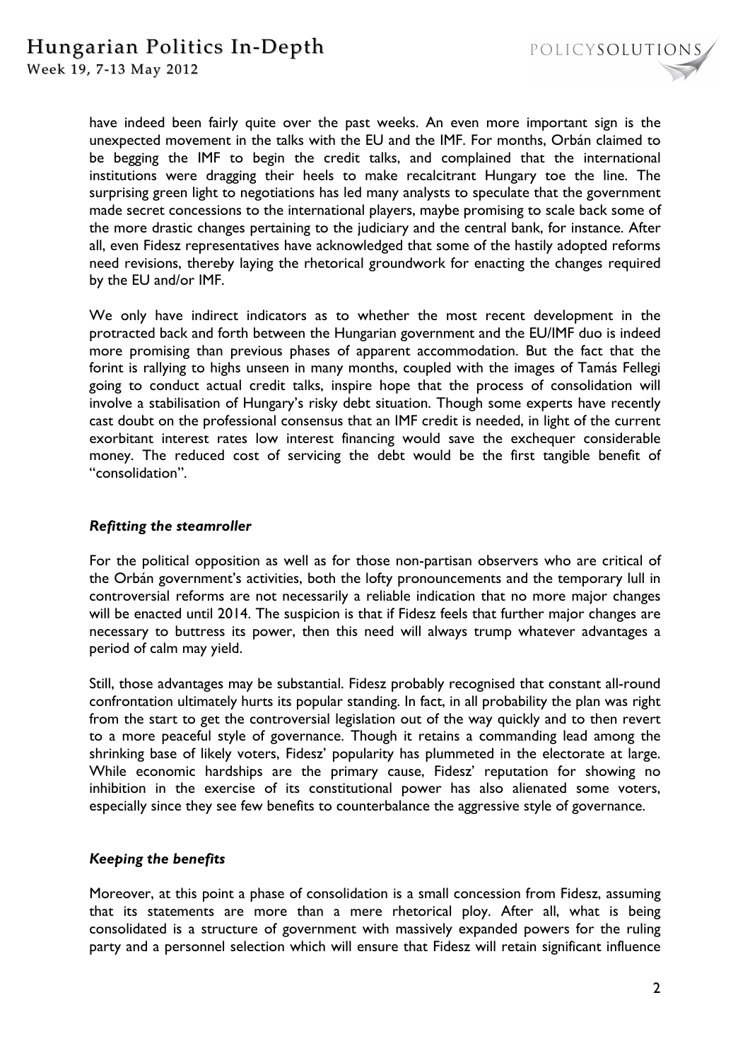have indeed been fairly quite over the past weeks. An even more important sign is the unexpected movement in the talks with the EU and the IMF. For months, Orbán claimed to be begging the IMF to begin the credit talks, and complained that the international institutions were dragging their heels to make recalcitrant Hungary toe the line. The surprising green light to negotiations has led many analysts to speculate that the government made secret concessions to the international players, maybe promising to scale back some of the more drastic changes pertaining to the judiciary and the central bank, for instance. After all, even Fidesz representatives have acknowledged that some of the hastily adopted reforms need revisions, thereby laying the rhetorical groundwork for enacting the changes required by the EU and/or IMF.

We only have indirect indicators as to whether the most recent development in the protracted back and forth between the Hungarian government and the EU/IMF duo is indeed more promising than previous phases of apparent accommodation. But the fact that the forint is rallying to highs unseen in many months, coupled with the images of Tamás Fellegi going to conduct actual credit talks, inspire hope that the process of consolidation will involve a stabilisation of Hungary's risky debt situation. Though some experts have recently cast doubt on the professional consensus that an IMF credit is needed, in light of the current exorbitant interest rates low interest financing would save the exchequer considerable money. The reduced cost of servicing the debt would be the first tangible benefit of "consolidation".

### *Refitting the steamroller*

For the political opposition as well as for those non-partisan observers who are critical of the Orbán government's activities, both the lofty pronouncements and the temporary lull in controversial reforms are not necessarily a reliable indication that no more major changes will be enacted until 2014. The suspicion is that if Fidesz feels that further major changes are necessary to buttress its power, then this need will always trump whatever advantages a period of calm may yield.

Still, those advantages may be substantial. Fidesz probably recognised that constant all-round confrontation ultimately hurts its popular standing. In fact, in all probability the plan was right from the start to get the controversial legislation out of the way quickly and to then revert to a more peaceful style of governance. Though it retains a commanding lead among the shrinking base of likely voters, Fidesz' popularity has plummeted in the electorate at large. While economic hardships are the primary cause, Fidesz' reputation for showing no inhibition in the exercise of its constitutional power has also alienated some voters, especially since they see few benefits to counterbalance the aggressive style of governance.

### *Keeping the benefits*

Moreover, at this point a phase of consolidation is a small concession from Fidesz, assuming that its statements are more than a mere rhetorical ploy. After all, what is being consolidated is a structure of government with massively expanded powers for the ruling party and a personnel selection which will ensure that Fidesz will retain significant influence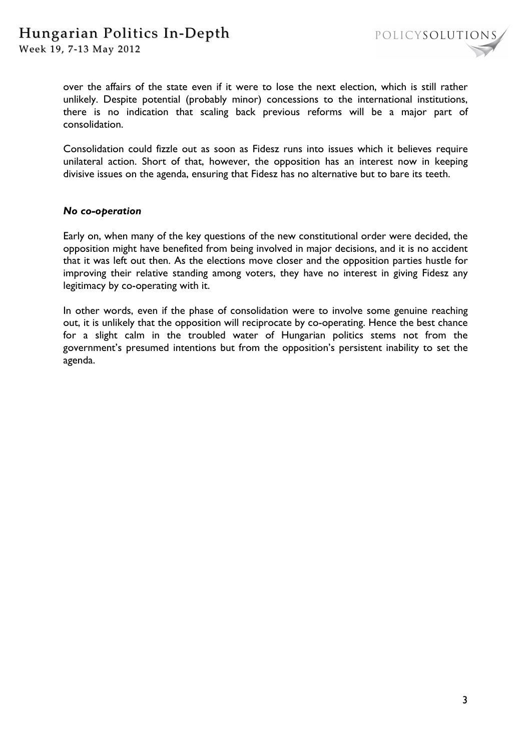over the affairs of the state even if it were to lose the next election, which is still rather unlikely. Despite potential (probably minor) concessions to the international institutions, there is no indication that scaling back previous reforms will be a major part of consolidation.

Consolidation could fizzle out as soon as Fidesz runs into issues which it believes require unilateral action. Short of that, however, the opposition has an interest now in keeping divisive issues on the agenda, ensuring that Fidesz has no alternative but to bare its teeth.

### *No co-operation*

Early on, when many of the key questions of the new constitutional order were decided, the opposition might have benefited from being involved in major decisions, and it is no accident that it was left out then. As the elections move closer and the opposition parties hustle for improving their relative standing among voters, they have no interest in giving Fidesz any legitimacy by co-operating with it.

In other words, even if the phase of consolidation were to involve some genuine reaching out, it is unlikely that the opposition will reciprocate by co-operating. Hence the best chance for a slight calm in the troubled water of Hungarian politics stems not from the government's presumed intentions but from the opposition's persistent inability to set the agenda.